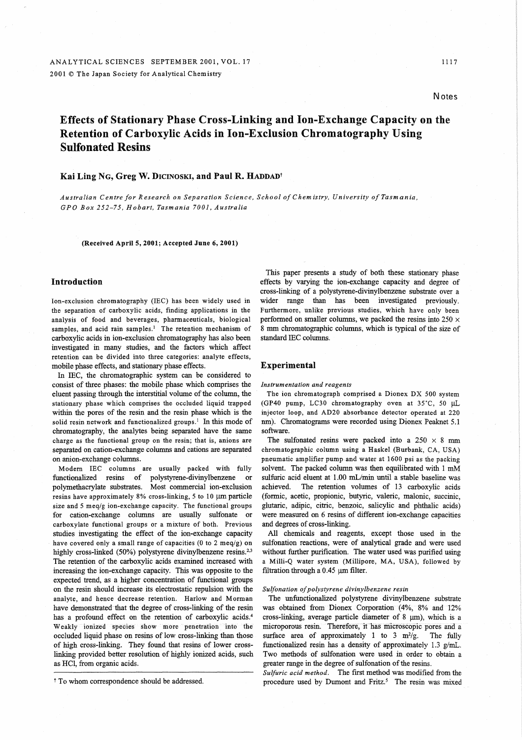Notes

# Effects of Stationary Phase Cross-Linking and Ion-Exchange Capacity on the Retention of Carboxylic Acids in Ion-Exclusion Chromatography Using Sulfonated Resins

**Kai Ling NG, Greg W. DICINOSKI, and Paul R. HADDAD†**

*Australian Centre for Research on Separation Science, School of Chemistry, University of Tasmania, GPO Box 252-75, Hobart, Tasmania 7001, Australia*

**(Received April 5, 2001; Accepted June 6, 2001)**

## Introduction

Ion-exclusion chromatography (IEC) has been widely used in the separation of carboxylic acids, finding applications in the analysis of food and beverages, pharmaceuticals, biological samples, and acid rain samples.[1] The retention mechanism of carboxylic acids in ion-exclusion chromatography has also been investigated in many studies, and the factors which affect retention can be divided into three categories: analyte effects, mobile phase effects, and stationary phase effects.

In IEC, the chromatographic system can be considered to consist of three phases: the mobile phase which comprises the eluent passing through the interstitial volume of the column, the stationary phase which comprises the occluded liquid trapped within the pores of the resin and the resin phase which is the solid resin network and functionalized groups.[1] In this mode of chromatography, the analytes being separated have the same charge as the functional group on the resin; that is, anions are separated on cation-exchange columns and cations are separated on anion-exchange columns.

Modern IEC columns are usually packed with fully functionalized resins of polystyrene-divinylbenzene or polymethacrylate substrates. Most commercial ion-exclusion resins have approximately 8% cross-linking, 5 to 10 μm particle size and 5 meq/g ion-exchange capacity. The functional groups for cation-exchange columns are usually sulfonate or carboxylate functional groups or a mixture of both. Previous studies investigating the effect of the ion-exchange capacity have covered only a small range of capacities (0 to 2 meq/g) on highly cross-linked (50%) polystyrene divinylbenzene resins.[2,3] The retention of the carboxylic acids examined increased with increasing the ion-exchange capacity. This was opposite to the expected trend, as a higher concentration of functional groups on the resin should increase its electrostatic repulsion with the analyte, and hence decrease retention. Harlow and Morman have demonstrated that the degree of cross-linking of the resin has a profound effect on the retention of carboxylic acids.[4] Weakly ionized species show more penetration into the occluded liquid phase on resins of low cross-linking than those of high cross-linking. They found that resins of lower cross-linking provided better resolution of highly ionized acids, such as HCl, from organic acids.

This paper presents a study of both these stationary phase effects by varying the ion-exchange capacity and degree of cross-linking of a polystyrene-divinylbenzene substrate over a wider range than has been investigated previously. Furthermore, unlike previous studies, which have only been performed on smaller columns, we packed the resins into 250 × 8 mm chromatographic columns, which is typical of the size of standard IEC columns.

## Experimental

### *Instrumentation and reagents*

The ion chromatograph comprised a Dionex DX 500 system (GP40 pump, LC30 chromatography oven at 35°C, 50 μL injector loop, and AD20 absorbance detector operated at 220 nm). Chromatograms were recorded using Dionex Peaknet 5.1 software.

The sulfonated resins were packed into a 250 × 8 mm chromatographic column using a Haskel (Burbank, CA, USA) pneumatic amplifier pump and water at 1600 psi as the packing solvent. The packed column was then equilibrated with 1 mM sulfuric acid eluent at 1.00 mL/min until a stable baseline was achieved. The retention volumes of 13 carboxylic acids (formic, acetic, propionic, butyric, valeric, malonic, succinic, glutaric, adipic, citric, benzoic, salicylic and phthalic acids) were measured on 6 resins of different ion-exchange capacities and degrees of cross-linking.

All chemicals and reagents, except those used in the sulfonation reactions, were of analytical grade and were used without further purification. The water used was purified using a Milli-Q water system (Millipore, MA, USA), followed by filtration through a 0.45 μm filter.

### *Sulfonation of polystyrene divinylbenzene resin*

The unfunctionalized polystyrene divinylbenzene substrate was obtained from Dionex Corporation (4%, 8% and 12% cross-linking, average particle diameter of 8 μm), which is a microporous resin. Therefore, it has microscopic pores and a surface area of approximately 1 to 3 $m^2/g$. The fully functionalized resin has a density of approximately 1.3 g/mL. Two methods of sulfonation were used in order to obtain a greater range in the degree of sulfonation of the resins.

*Sulfuric acid method.* The first method was modified from the procedure used by Dumont and Fritz.[5] The resin was mixed

† To whom correspondence should be addressed.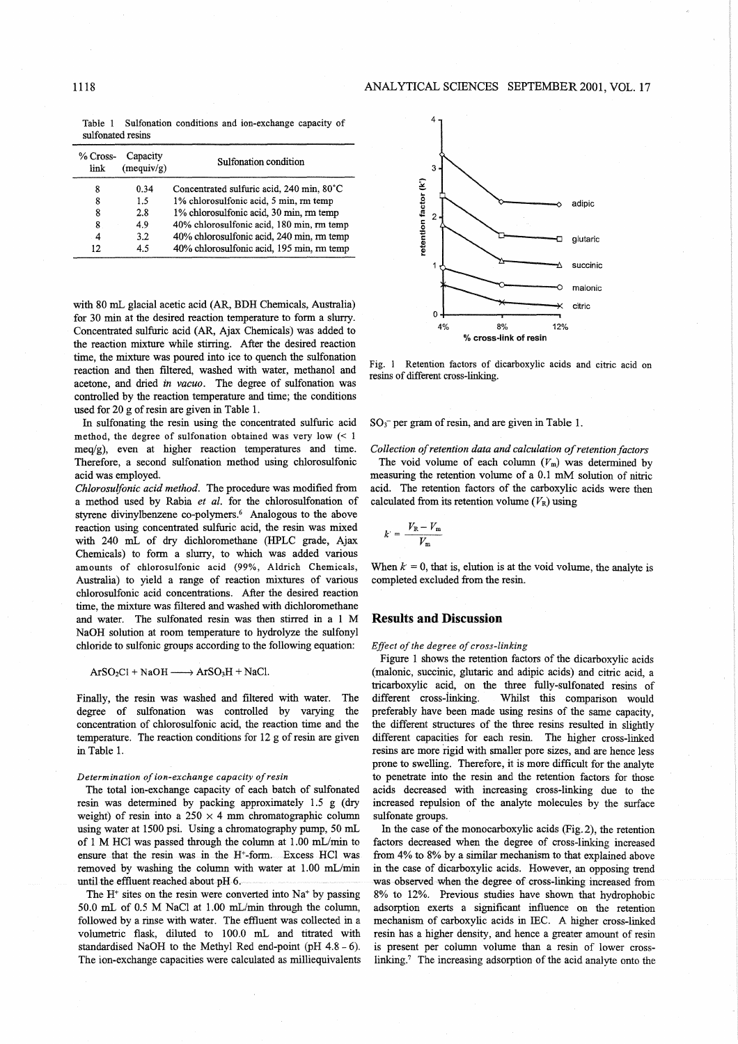Table 1 Sulfonation conditions and ion-exchange capacity of sulfonated resins

| % Cross-link | Capacity (mequiv/g) | Sulfonation condition |
|---|---|---|
| 8 | 0.34 | Concentrated sulfuric acid, 240 min, 80˚C |
| 8 | 1.5 | 1% chlorosulfonic acid, 5 min, rm temp |
| 8 | 2.8 | 1% chlorosulfonic acid, 30 min, rm temp |
| 8 | 4.9 | 40% chlorosulfonic acid, 180 min, rm temp |
| 4 | 3.2 | 40% chlorosulfonic acid, 240 min, rm temp |
| 12 | 4.5 | 40% chlorosulfonic acid, 195 min, rm temp |

with 80 mL glacial acetic acid (AR, BDH Chemicals, Australia) for 30 min at the desired reaction temperature to form a slurry. Concentrated sulfuric acid (AR, Ajax Chemicals) was added to the reaction mixture while stirring. After the desired reaction time, the mixture was poured into ice to quench the sulfonation reaction and then filtered, washed with water, methanol and acetone, and dried *in vacuo*. The degree of sulfonation was controlled by the reaction temperature and time; the conditions used for 20 g of resin are given in Table 1.

In sulfonating the resin using the concentrated sulfuric acid method, the degree of sulfonation obtained was very low (< 1 meq/g), even at higher reaction temperatures and time. Therefore, a second sulfonation method using chlorosulfonic acid was employed.

*Chlorosulfonic acid method*. The procedure was modified from a method used by Rabia *et al*. for the chlorosulfonation of styrene divinylbenzene co-polymers.[6] Analogous to the above reaction using concentrated sulfuric acid, the resin was mixed with 240 mL of dry dichloromethane (HPLC grade, Ajax Chemicals) to form a slurry, to which was added various amounts of chlorosulfonic acid (99%, Aldrich Chemicals, Australia) to yield a range of reaction mixtures of various chlorosulfonic acid concentrations. After the desired reaction time, the mixture was filtered and washed with dichloromethane and water. The sulfonated resin was then stirred in a 1 M NaOH solution at room temperature to hydrolyze the sulfonyl chloride to sulfonic groups according to the following equation:

$$ArSO_2Cl + NaOH \longrightarrow ArSO_3H + NaCl.$$

Finally, the resin was washed and filtered with water. The degree of sulfonation was controlled by varying the concentration of chlorosulfonic acid, the reaction time and the temperature. The reaction conditions for 12 g of resin are given in Table 1.

### *Determination of ion-exchange capacity of resin*

The total ion-exchange capacity of each batch of sulfonated resin was determined by packing approximately 1.5 g (dry weight) of resin into a 250 × 4 mm chromatographic column using water at 1500 psi. Using a chromatography pump, 50 mL of 1 M HCl was passed through the column at 1.00 mL/min to ensure that the resin was in the $H^+$-form. Excess HCl was removed by washing the column with water at 1.00 mL/min until the effluent reached about pH 6.

The $H^+$ sites on the resin were converted into $Na^+$ by passing 50.0 mL of 0.5 M NaCl at 1.00 mL/min through the column, followed by a rinse with water. The effluent was collected in a volumetric flask, diluted to 100.0 mL and titrated with standardised NaOH to the Methyl Red end-point (pH 4.8 - 6). The ion-exchange capacities were calculated as milliequivalents $SO_3^-$ per gram of resin, and are given in Table 1.

Fig. 1 Retention factors of dicarboxylic acids and citric acid on resins of different cross-linking.

### *Collection of retention data and calculation of retention factors*

The void volume of each column ($V_m$) was determined by measuring the retention volume of a 0.1 mM solution of nitric acid. The retention factors of the carboxylic acids were then calculated from its retention volume ($V_R$) using

$$k' = \frac{V_R - V_m}{V_m}$$

When $k' = 0$, that is, elution is at the void volume, the analyte is completed excluded from the resin.

## Results and Discussion

### *Effect of the degree of cross-linking*

Figure 1 shows the retention factors of the dicarboxylic acids (malonic, succinic, glutaric and adipic acids) and citric acid, a tricarboxylic acid, on the three fully-sulfonated resins of different cross-linking. Whilst this comparison would preferably have been made using resins of the same capacity, the different structures of the three resins resulted in slightly different capacities for each resin. The higher cross-linked resins are more rigid with smaller pore sizes, and are hence less prone to swelling. Therefore, it is more difficult for the analyte to penetrate into the resin and the retention factors for those acids decreased with increasing cross-linking due to the increased repulsion of the analyte molecules by the surface sulfonate groups.

In the case of the monocarboxylic acids (Fig. 2), the retention factors decreased when the degree of cross-linking increased from 4% to 8% by a similar mechanism to that explained above in the case of dicarboxylic acids. However, an opposing trend was observed when the degree of cross-linking increased from 8% to 12%. Previous studies have shown that hydrophobic adsorption exerts a significant influence on the retention mechanism of carboxylic acids in IEC. A higher cross-linked resin has a higher density, and hence a greater amount of resin is present per column volume than a resin of lower cross-linking.[7] The increasing adsorption of the acid analyte onto the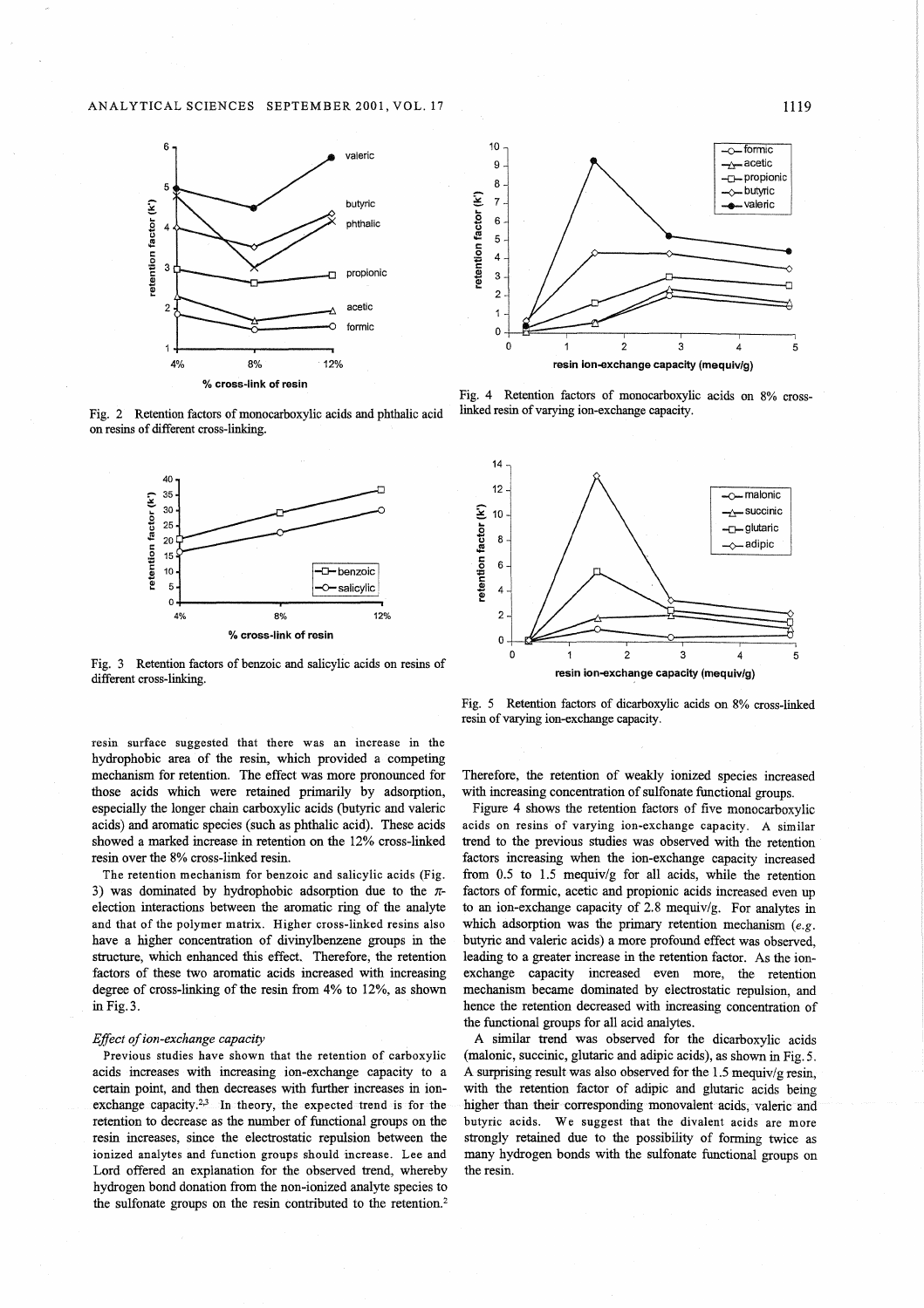Fig. 2 Retention factors of monocarboxylic acids and phthalic acid on resins of different cross-linking.

Fig. 3 Retention factors of benzoic and salicylic acids on resins of different cross-linking.

Fig. 4 Retention factors of monocarboxylic acids on 8% cross-linked resin of varying ion-exchange capacity.

Fig. 5 Retention factors of dicarboxylic acids on 8% cross-linked resin of varying ion-exchange capacity.

resin surface suggested that there was an increase in the hydrophobic area of the resin, which provided a competing mechanism for retention. The effect was more pronounced for those acids which were retained primarily by adsorption, especially the longer chain carboxylic acids (butyric and valeric acids) and aromatic species (such as phthalic acid). These acids showed a marked increase in retention on the 12% cross-linked resin over the 8% cross-linked resin.

The retention mechanism for benzoic and salicylic acids (Fig. 3) was dominated by hydrophobic adsorption due to the $\pi$-election interactions between the aromatic ring of the analyte and that of the polymer matrix. Higher cross-linked resins also have a higher concentration of divinylbenzene groups in the structure, which enhanced this effect. Therefore, the retention factors of these two aromatic acids increased with increasing degree of cross-linking of the resin from 4% to 12%, as shown in Fig. 3.

*Effect of ion-exchange capacity*

Previous studies have shown that the retention of carboxylic acids increases with increasing ion-exchange capacity to a certain point, and then decreases with further increases in ion-exchange capacity.[2,3] In theory, the expected trend is for the retention to decrease as the number of functional groups on the resin increases, since the electrostatic repulsion between the ionized analytes and function groups should increase. Lee and Lord offered an explanation for the observed trend, whereby hydrogen bond donation from the non-ionized analyte species to the sulfonate groups on the resin contributed to the retention.[2] Therefore, the retention of weakly ionized species increased with increasing concentration of sulfonate functional groups.

Figure 4 shows the retention factors of five monocarboxylic acids on resins of varying ion-exchange capacity. A similar trend to the previous studies was observed with the retention factors increasing when the ion-exchange capacity increased from 0.5 to 1.5 mequiv/g for all acids, while the retention factors of formic, acetic and propionic acids increased even up to an ion-exchange capacity of 2.8 mequiv/g. For analytes in which adsorption was the primary retention mechanism (*e.g.* butyric and valeric acids) a more profound effect was observed, leading to a greater increase in the retention factor. As the ion-exchange capacity increased even more, the retention mechanism became dominated by electrostatic repulsion, and hence the retention decreased with increasing concentration of the functional groups for all acid analytes.

A similar trend was observed for the dicarboxylic acids (malonic, succinic, glutaric and adipic acids), as shown in Fig. 5. A surprising result was also observed for the 1.5 mequiv/g resin, with the retention factor of adipic and glutaric acids being higher than their corresponding monovalent acids, valeric and butyric acids. We suggest that the divalent acids are more strongly retained due to the possibility of forming twice as many hydrogen bonds with the sulfonate functional groups on the resin.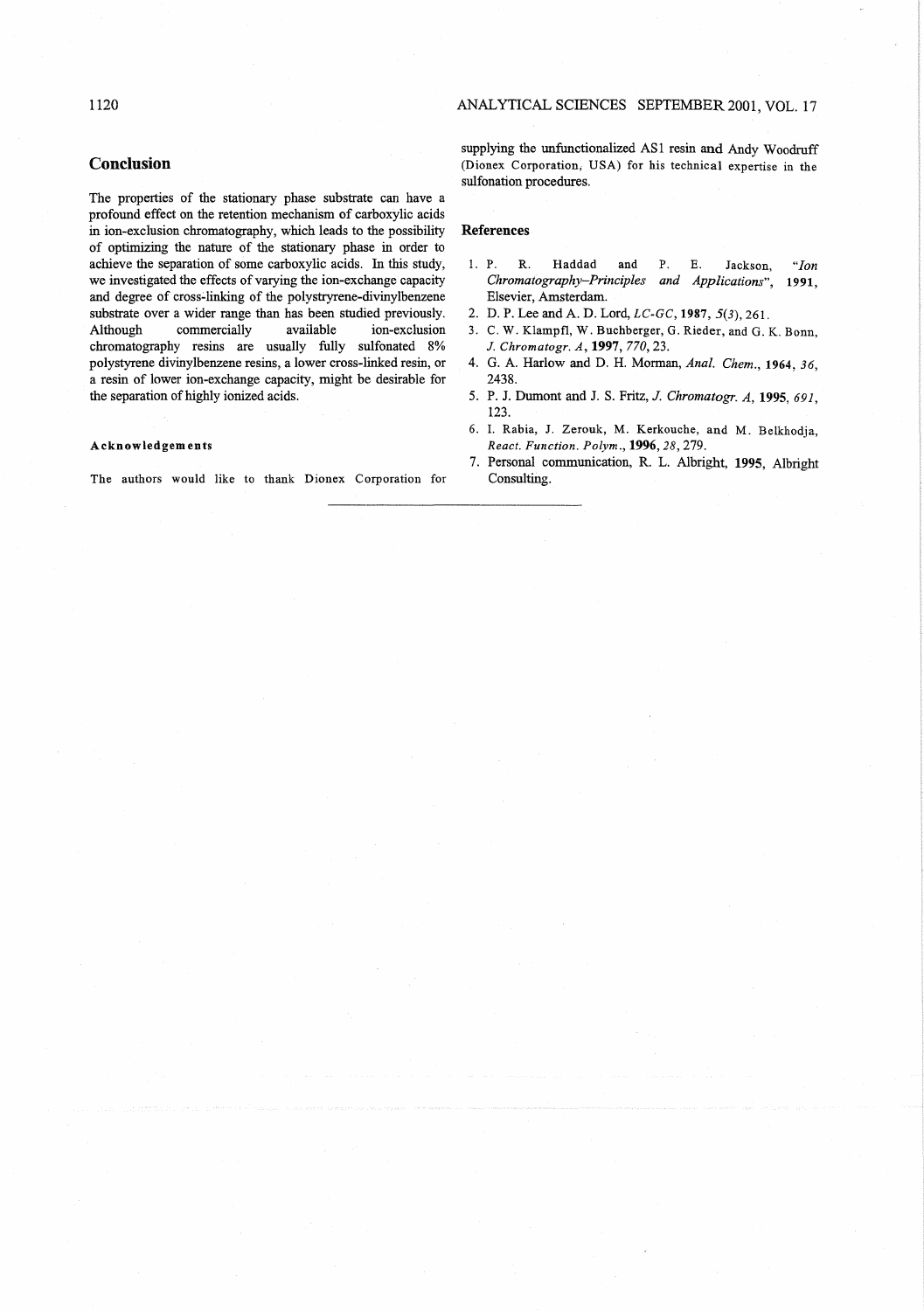## Conclusion

The properties of the stationary phase substrate can have a profound effect on the retention mechanism of carboxylic acids in ion-exclusion chromatography, which leads to the possibility of optimizing the nature of the stationary phase in order to achieve the separation of some carboxylic acids. In this study, we investigated the effects of varying the ion-exchange capacity and degree of cross-linking of the polystryrene-divinylbenzene substrate over a wider range than has been studied previously. Although commercially available ion-exclusion chromatography resins are usually fully sulfonated 8% polystyrene divinylbenzene resins, a lower cross-linked resin, or a resin of lower ion-exchange capacity, might be desirable for the separation of highly ionized acids.

#### Acknowledgements

The authors would like to thank Dionex Corporation for supplying the unfunctionalized AS1 resin and Andy Woodruff (Dionex Corporation, USA) for his technical expertise in the sulfonation procedures.

## References

1. P. R. Haddad and P. E. Jackson, "*Ion Chromatography–Principles and Applications*", **1991**, Elsevier, Amsterdam.
2. D. P. Lee and A. D. Lord, *LC-GC*, **1987**, *5(3)*, 261.
3. C. W. Klampfl, W. Buchberger, G. Rieder, and G. K. Bonn, *J. Chromatogr. A*, **1997**, *770*, 23.
4. G. A. Harlow and D. H. Morman, *Anal. Chem.*, **1964**, *36*, 2438.
5. P. J. Dumont and J. S. Fritz, *J. Chromatogr. A*, **1995**, *691*, 123.
6. I. Rabia, J. Zerouk, M. Kerkouche, and M. Belkhodja, *React. Function. Polym.*, **1996**, *28*, 279.
7. Personal communication, R. L. Albright, **1995**, Albright Consulting.